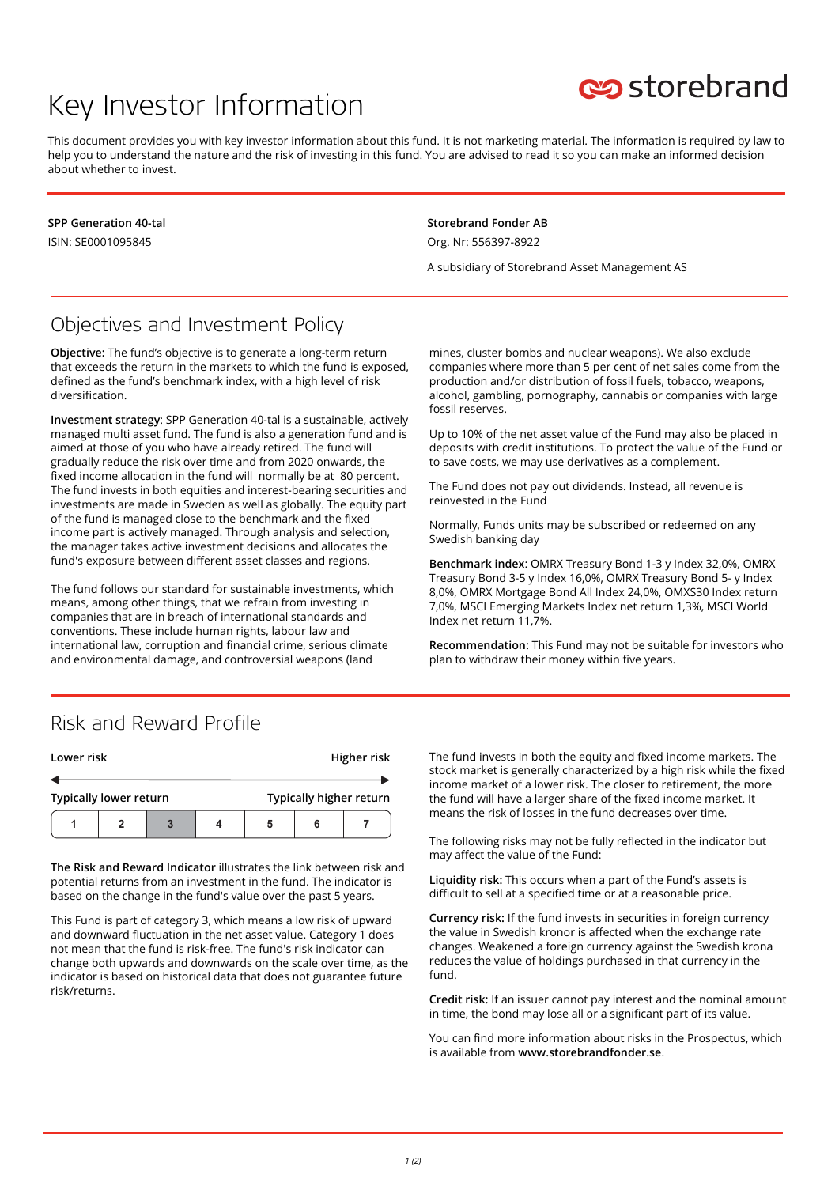# Key Investor Information

storebrand

This document provides you with key investor information about this fund. It is not marketing material. The information is required by law to help you to understand the nature and the risk of investing in this fund. You are advised to read it so you can make an informed decision about whether to invest.

**SPP Generation 40-tal**
ISIN: SE0001095845

**Storebrand Fonder AB**
Org. Nr: 556397-8922

A subsidiary of Storebrand Asset Management AS

## Objectives and Investment Policy

**Objective:** The fund's objective is to generate a long-term return that exceeds the return in the markets to which the fund is exposed, defined as the fund's benchmark index, with a high level of risk diversification.

**Investment strategy**: SPP Generation 40-tal is a sustainable, actively managed multi asset fund. The fund is also a generation fund and is aimed at those of you who have already retired. The fund will gradually reduce the risk over time and from 2020 onwards, the fixed income allocation in the fund will normally be at 80 percent. The fund invests in both equities and interest-bearing securities and investments are made in Sweden as well as globally. The equity part of the fund is managed close to the benchmark and the fixed income part is actively managed. Through analysis and selection, the manager takes active investment decisions and allocates the fund's exposure between different asset classes and regions.

The fund follows our standard for sustainable investments, which means, among other things, that we refrain from investing in companies that are in breach of international standards and conventions. These include human rights, labour law and international law, corruption and financial crime, serious climate and environmental damage, and controversial weapons (land mines, cluster bombs and nuclear weapons). We also exclude companies where more than 5 per cent of net sales come from the production and/or distribution of fossil fuels, tobacco, weapons, alcohol, gambling, pornography, cannabis or companies with large fossil reserves.

Up to 10% of the net asset value of the Fund may also be placed in deposits with credit institutions. To protect the value of the Fund or to save costs, we may use derivatives as a complement.

The Fund does not pay out dividends. Instead, all revenue is reinvested in the Fund

Normally, Funds units may be subscribed or redeemed on any Swedish banking day

**Benchmark index**: OMRX Treasury Bond 1-3 y Index 32,0%, OMRX Treasury Bond 3-5 y Index 16,0%, OMRX Treasury Bond 5- y Index 8,0%, OMRX Mortgage Bond All Index 24,0%, OMXS30 Index return 7,0%, MSCI Emerging Markets Index net return 1,3%, MSCI World Index net return 11,7%.

**Recommendation:** This Fund may not be suitable for investors who plan to withdraw their money within five years.

## Risk and Reward Profile

| **Lower risk** | | | | | | **Higher risk** |
|---|---|---|---|---|---|---|
| **Typically lower return** | | | | | | **Typically higher return** |
| 1 | 2 | **3** | 4 | 5 | 6 | 7 |

**The Risk and Reward Indicator** illustrates the link between risk and potential returns from an investment in the fund. The indicator is based on the change in the fund's value over the past 5 years.

This Fund is part of category 3, which means a low risk of upward and downward fluctuation in the net asset value. Category 1 does not mean that the fund is risk-free. The fund's risk indicator can change both upwards and downwards on the scale over time, as the indicator is based on historical data that does not guarantee future risk/returns.

The fund invests in both the equity and fixed income markets. The stock market is generally characterized by a high risk while the fixed income market of a lower risk. The closer to retirement, the more the fund will have a larger share of the fixed income market. It means the risk of losses in the fund decreases over time.

The following risks may not be fully reflected in the indicator but may affect the value of the Fund:

**Liquidity risk:** This occurs when a part of the Fund's assets is difficult to sell at a specified time or at a reasonable price.

**Currency risk:** If the fund invests in securities in foreign currency the value in Swedish kronor is affected when the exchange rate changes. Weakened a foreign currency against the Swedish krona reduces the value of holdings purchased in that currency in the fund.

**Credit risk:** If an issuer cannot pay interest and the nominal amount in time, the bond may lose all or a significant part of its value.

You can find more information about risks in the Prospectus, which is available from **www.storebrandfonder.se**.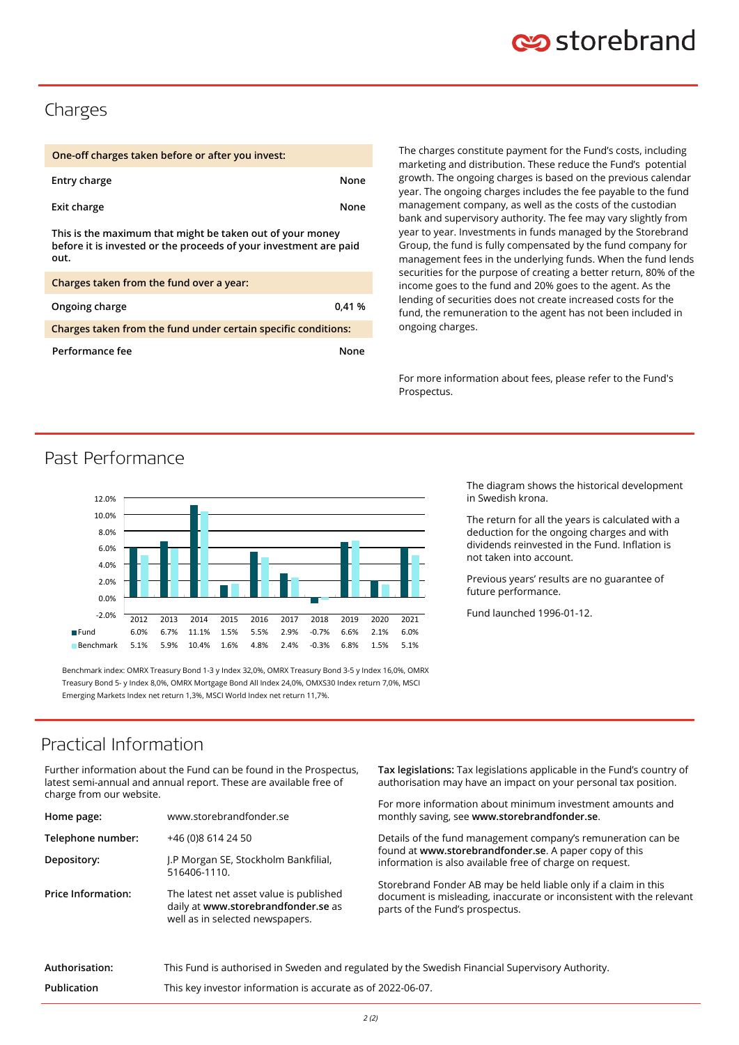## Charges

| | |
|---|---|
| **One-off charges taken before or after you invest:** | |
| **Entry charge** | **None** |
| **Exit charge** | **None** |
| **This is the maximum that might be taken out of your money before it is invested or the proceeds of your investment are paid out.** | |
| **Charges taken from the fund over a year:** | |
| **Ongoing charge** | **0,41 %** |
| **Charges taken from the fund under certain specific conditions:** | |
| **Performance fee** | **None** |

The charges constitute payment for the Fund's costs, including marketing and distribution. These reduce the Fund's potential growth. The ongoing charges is based on the previous calendar year. The ongoing charges includes the fee payable to the fund management company, as well as the costs of the custodian bank and supervisory authority. The fee may vary slightly from year to year. Investments in funds managed by the Storebrand Group, the fund is fully compensated by the fund company for management fees in the underlying funds. When the fund lends securities for the purpose of creating a better return, 80% of the income goes to the fund and 20% goes to the agent. As the lending of securities does not create increased costs for the fund, the remuneration to the agent has not been included in ongoing charges.

For more information about fees, please refer to the Fund's Prospectus.

## Past Performance

12.0%
10.0%
8.0%
6.0%
4.0%
2.0%
0.0%
-2.0%

2012 2013 2014 2015 2016 2017 2018 2019 2020 2021

Fund 6.0% 6.7% 11.1% 1.5% 5.5% 2.9% -0.7% 6.6% 2.1% 6.0%

Benchmark 5.1% 5.9% 10.4% 1.6% 4.8% 2.4% -0.3% 6.8% 1.5% 5.1%

Benchmark index: OMRX Treasury Bond 1-3 y Index 32,0%, OMRX Treasury Bond 3-5 y Index 16,0%, OMRX Treasury Bond 5- y Index 8,0%, OMRX Mortgage Bond All Index 24,0%, OMXS30 Index return 7,0%, MSCI Emerging Markets Index net return 1,3%, MSCI World Index net return 11,7%.

The diagram shows the historical development in Swedish krona.

The return for all the years is calculated with a deduction for the ongoing charges and with dividends reinvested in the Fund. Inflation is not taken into account.

Previous years' results are no guarantee of future performance.

Fund launched 1996-01-12.

## Practical Information

Further information about the Fund can be found in the Prospectus, latest semi-annual and annual report. These are available free of charge from our website.

| | |
|---|---|
| **Home page:** | www.storebrandfonder.se |
| **Telephone number:** | +46 (0)8 614 24 50 |
| **Depository:** | J.P Morgan SE, Stockholm Bankfilial, 516406-1110. |
| **Price Information:** | The latest net asset value is published daily at **www.storebrandfonder.se** as well as in selected newspapers. |

**Tax legislations:** Tax legislations applicable in the Fund's country of authorisation may have an impact on your personal tax position.

For more information about minimum investment amounts and monthly saving, see **www.storebrandfonder.se**.

Details of the fund management company's remuneration can be found at **www.storebrandfonder.se**. A paper copy of this information is also available free of charge on request.

Storebrand Fonder AB may be held liable only if a claim in this document is misleading, inaccurate or inconsistent with the relevant parts of the Fund's prospectus.

| | |
|---|---|
| **Authorisation:** | This Fund is authorised in Sweden and regulated by the Swedish Financial Supervisory Authority. |
| **Publication** | This key investor information is accurate as of 2022-06-07. |